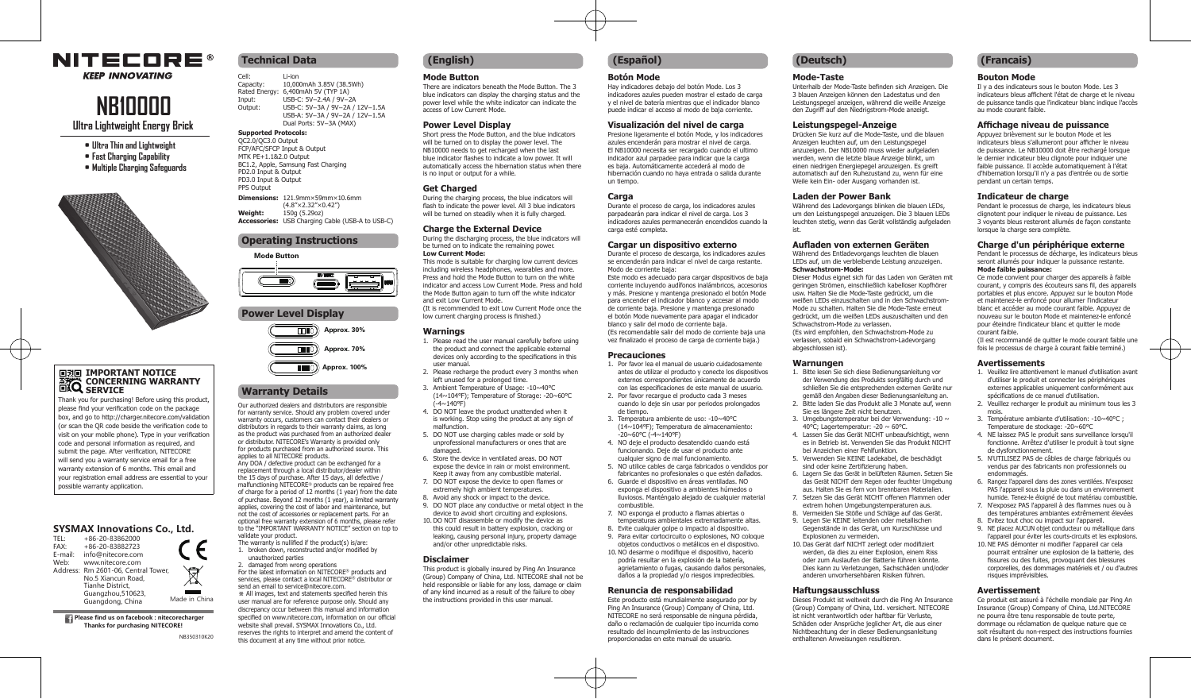# NITECORE®

**KEEP INNOVATING**

# NB10000

## Ultra Lightweight Energy Brick

- Ultra Thin and Lightweight
- Fast Charging Capability
- Multiple Charging Safeguards

### IMPORTANT NOTICE CONCERNING WARRANTY SERVICE

Thank you for purchasing! Before using this product, please find your verification code on the package box, and go to http://charger.nitecore.com/validation (or scan the QR code beside the verification code to visit on your mobile phone). Type in your verification code and personal information as required, and submit the page. After verification, NITECORE will send you a warranty service email for a free warranty extension of 6 months. This email and your registration email address are essential to your possible warranty application.

### SYSMAX Innovations Co., Ltd.

TEL: +86-20-83862000
FAX: +86-20-83882723
E-mail: info@nitecore.com
Web: www.nitecore.com
Address: Rm 2601-06, Central Tower, No.5 Xiancun Road, Tianhe District, Guangzhou,510623, Guangdong, China

Made in China

**Please find us on facebook : nitecorecharger**
**Thanks for purchasing NITECORE!**

NB350310K20

## Technical Data

Cell: Li-ion
Capacity: 10,000mAh 3.85V (38.5Wh)
Rated Energy: 6,400mAh 5V (TYP 1A)
Input: USB-C: 5V⎓2.4A / 9V⎓2A
Output: USB-C: 5V⎓3A / 9V⎓2A / 12V⎓1.5A
USB-A: 5V⎓3A / 9V⎓2A / 12V⎓1.5A
Dual Ports: 5V⎓3A (MAX)

**Supported Protocols:**
QC2.0/QC3.0 Output
FCP/AFC/SFCP Input & Output
MTK PE+1.1&2.0 Output
BC1.2, Apple, Samsung Fast Charging
PD2.0 Input & Output
PD3.0 Input & Output
PPS Output

**Dimensions:** 121.9mm×59mm×10.6mm (4.8"×2.32"×0.42")
**Weight:** 150g (5.29oz)
**Accessories:** USB Charging Cable (USB-A to USB-C)

## Operating Instructions

Mode Button

## Power Level Display

Approx. 30%
Approx. 70%
Approx. 100%

## Warranty Details

Our authorized dealers and distributors are responsible for warranty service. Should any problem covered under warranty occurs, customers can contact their dealers or distributors in regards to their warranty claims, as long as the product was purchased from an authorized dealer or distributor. NITECORE's Warranty is provided only for products that purchased from an authorized source. This applies to all NITECORE products.

Any DOA / defective product can be exchanged for a replacement through a local distributor/dealer within the 15 days of purchase. After 15 days, all defective / malfunctioning NITECORE® products can be repaired free of charge for a period of 12 months (1 year) from the date of purchase. Beyond 12 months (1 year), a limited warranty applies, covering the cost of labor and maintenance, but not the cost of accessories or replacement parts. For an optional free warranty extension of 6 months, please refer to the "IMPORTANT WARRANTY NOTICE" section on top to validate your product.

The warranty is nullified if the product(s) is/are:
1. broken down, reconstructed and/or modified by unauthorized parties
2. damaged from wrong operations

For the latest information on NITECORE® products and services, please contact a local NITECORE® distributor or send an email to service@nitecore.com.

※ All images, text and statements specified herein this user manual are for reference purpose only. Should any discrepancy occur between this manual and information specified on www.nitecore.com, information on our official website shall prevail. SYSMAX Innovations Co., Ltd. reserves the rights to interpret and amend the content of this document at any time without prior notice.

## (English)

### Mode Button

There are indicators beneath the Mode Button. The 3 blue indicators can display the charging status and the power level while the white indicator can indicate the access of Low Current Mode.

### Power Level Display

Short press the Mode Button, and the blue indicators will be turned on to display the power level. The NB10000 needs to get recharged when the last blue indicator flashes to indicate a low power. It will automatically access the hibernation status when there is no input or output for a while.

### Get Charged

During the charging process, the blue indicators will flash to indicate the power level. All 3 blue indicators will be turned on steadily when it is fully charged.

### Charge the External Device

During the discharging process, the blue indicators will be turned on to indicate the remaining power.

**Low Current Mode:**

This mode is suitable for charging low current devices including wireless headphones, wearables and more. Press and hold the Mode Button to turn on the white indicator and access Low Current Mode. Press and hold the Mode Button again to turn off the white indicator and exit Low Current Mode.

(It is recommended to exit Low Current Mode once the low current charging process is finished.)

### Warnings

1. Please read the user manual carefully before using the product and connect the applicable external devices only according to the specifications in this user manual.
2. Please recharge the product every 3 months when left unused for a prolonged time.
3. Ambient Temperature of Usage: -10~40℃ (14~104℉); Temperature of Storage: -20~60℃ (-4~140℉)
4. DO NOT leave the product unattended when it is working. Stop using the product at any sign of malfunction.
5. DO NOT use charging cables made or sold by unprofessional manufacturers or ones that are damaged.
6. Store the device in ventilated areas. DO NOT expose the device in rain or moist environment. Keep it away from any combustible material.
7. DO NOT expose the device to open flames or extremely high ambient temperatures.
8. Avoid any shock or impact to the device.
9. DO NOT place any conductive or metal object in the device to avoid short circuiting and explosions.
10. DO NOT disassemble or modify the device as this could result in battery explosion, cracking or leaking, causing personal injury, property damage and/or other unpredictable risks.

### Disclaimer

This product is globally insured by Ping An Insurance (Group) Company of China, Ltd. NITECORE shall not be held responsible or liable for any loss, damage or claim of any kind incurred as a result of the failure to obey the instructions provided in this user manual.

## (Español)

### Botón Mode

Hay indicadores debajo del botón Mode. Los 3 indicadores azules pueden mostrar el estado de carga y el nivel de batería mientras que el indicador blanco puede indicar el acceso al modo de baja corriente.

### Visualización del nivel de carga

Presione ligeramente el botón Mode, y los indicadores azules encenderán para mostrar el nivel de carga. El NB10000 necesita ser recargado cuando el último indicador azul parpadee para indicar que la carga es baja. Automáticamente accederá al modo de hibernación cuando no haya entrada o salida durante un tiempo.

### Carga

Durante el proceso de carga, los indicadores azules parpadearán para indicar el nivel de carga. Los 3 indicadores azules permanecerán encendidos cuando la carga esté completa.

### Cargar un dispositivo externo

Durante el proceso de descarga, los indicadores azules se encenderán para indicar el nivel de carga restante.
Modo de corriente baja:
Este modo es adecuado para cargar dispositivos de baja corriente incluyendo audífonos inalámbricos, accesorios y más. Presione y mantenga presionado el botón Mode para encender el indicador blanco y acceser al modo de corriente baja. Presione y mantenga presionado el botón Mode nuevamente para apagar el indicador blanco y salir del modo de corriente baja.
(Es recomendable salir del modo de corriente baja una vez finalizado el proceso de carga de corriente baja.)

### Precauciones

1. Por favor lea el manual de usuario cuidadosamente antes de utilizar el producto y conecte los dispositivos externos correspondientes únicamente de acuerdo con las especificaciones de este manual de usuario.
2. Por favor recargue el producto cada 3 meses cuando lo deje sin usar por periodos prolongados de tiempo.
3. Temperatura ambiente de uso: -10~40℃ (14~104℉); Temperatura de almacenamiento: -20~60℃ (-4~140℉)
4. NO deje el producto desatendido cuando está funcionando. Deje de usar el producto ante cualquier signo de mal funcionamiento.
5. NO utilice cables de carga fabricados o vendidos por fabricantes no profesionales o que estén dañados.
6. Guarde el dispositivo en áreas ventiladas. NO exponga el dispositivo a ambientes húmedos o lluviosos. Manténgalo alejado de cualquier material combustible.
7. NO exponga el producto a flamas abiertas o temperaturas ambientales extremadamente altas.
8. Evite cualquier golpe o impacto al dispositivo.
9. Para evitar cortocircuito o explosiones, NO coloque objetos conductivos o metálicos en el dispositivo.
10. NO desarme o modifique el dispositivo, hacerlo podría resultar en la explosión de la batería, agrietamiento o fugas, causando daños personales, daños a la propiedad y/o riesgos impredecibles.

### Renuncia de responsabilidad

Este producto está mundialmente asegurado por by Ping An Insurance (Group) Company of China, Ltd. NITECORE no será responsable de ninguna pérdida, daño o reclamación de cualquier tipo incurrida como resultado del incumplimiento de las instrucciones proporcionadas en este manual de usuario.

## (Deutsch)

### Mode-Taste

Unterhalb der Mode-Taste befinden sich Anzeigen. Die 3 blauen Anzeigen können den Ladestatus und den Leistungspegel anzeigen, während die weiße Anzeige den Zugriff auf den Niedrigstrom-Modus anzeigt.

### Leistungspegel-Anzeige

Drücken Sie kurz auf die Mode-Taste, und die blauen Anzeigen leuchten auf, um den Leistungspegel anzuzeigen. Der NB10000 muss wieder aufgeladen werden, wenn die letzte blaue Anzeige blinkt, um einen niedrigen Energiepegel anzuzeigen. Es greift automatisch auf den Ruhezustand zu, wenn für eine Weile kein Ein- oder Ausgang vorhanden ist.

### Laden der Power Bank

Während des Ladevorgangs blinken die blauen LEDs, um den Leistungspegel anzuzeigen. Die 3 blauen LEDs leuchten stetig, wenn das Gerät vollständig aufgeladen ist.

### Aufladen von externen Geräten

Während des Entladevorgangs leuchten die blauen LEDs auf, um die verbleibende Leistung anzuzeigen.
**Schwachstrom-Mode:**
Dieser Modus eignet sich für das Laden von Geräten mit geringen Strömen, einschließlich kabelloser Kopfhörer usw. Halten Sie die Mode-Taste gedrückt, um die weißen LEDs einzuschalten und in den Schwachstrom-Mode zu schalten. Halten Sie die Mode-Taste erneut gedrückt, um die weißen LEDs auszuschalten und den Schwachstrom-Mode zu verlassen.
(Es wird empfohlen, den Schwachstrom-Mode zu verlassen, sobald ein Schwachstrom-Ladevorgang abgeschlossen ist).

### Warnungen

1. Bitte lesen Sie sich diese Bedienungsanleitung vor der Verwendung des Produkts sorgfältig durch und schließen Sie die entsprechenden externen Geräte nur gemäß den Angaben dieser Bedienungsanleitung an.
2. Bitte laden Sie das Produkt alle 3 Monate auf, wenn Sie es längere Zeit nicht benutzen.
3. Umgebungstemperatur bei der Verwendung: -10 ~ 40℃; Lagertemperatur: -20 ~ 60℃.
4. Lassen Sie das Gerät NICHT unbeaufsichtigt, wenn es in Betrieb ist. Verwenden Sie das Produkt NICHT bei Anzeichen einer Fehlfunktion.
5. Verwenden Sie KEINE Ladekabel, die beschädigt sind oder keine Zertifizierung haben.
6. Lagern Sie das Gerät in belüfteten Räumen. Setzen Sie das Gerät NICHT dem Regen oder feuchter Umgebung aus. Halten Sie es fern von brennbaren Materialien.
7. Setzen Sie das Gerät NICHT offenen Flammen oder extrem hohen Umgebungstemperaturen aus.
8. Vermeiden Sie Stöße und Schläge auf das Gerät.
9. Legen Sie KEINE leitenden oder metallischen Gegenstände in das Gerät, um Kurzschlüsse und Explosionen zu vermeiden.
10. Das Gerät darf NICHT zerlegt oder modifiziert werden, da dies zu einer Explosion, einem Riss oder zum Auslaufen der Batterie führen könnte. Dies kann zu Verletzungen, Sachschäden und/oder anderen unvorhersehbaren Risiken führen.

### Haftungsausschluss

Dieses Produkt ist weltweit durch die Ping An Insurance (Group) Company of China, Ltd. versichert. NITECORE ist nicht verantwortlich oder haftbar für Verluste, Schäden oder Ansprüche jeglicher Art, die aus einer Nichtbeachtung der in dieser Bedienungsanleitung enthaltenen Anweisungen resultieren.

## (Francais)

### Bouton Mode

Il y a des indicateurs sous le bouton Mode. Les 3 indicateurs bleus affichent l'état de charge et le niveau de puissance tandis que l'indicateur blanc indique l'accès au mode courant faible.

### Affichage niveau de puissance

Appuyez brièvement sur le bouton Mode et les indicateurs bleus s'allumeront pour afficher le niveau de puissance. Le NB10000 doit être rechargé lorsque le dernier indicateur bleu clignote pour indiquer une faible puissance. Il accède automatiquement à l'état d'hibernation lorsqu'il n'y a pas d'entrée ou de sortie pendant un certain temps.

### Indicateur de charge

Pendant le processus de charge, les indicateurs bleus clignotent pour indiquer le niveau de puissance. Les 3 voyants bleus resteront allumés de façon constante lorsque la charge sera complète.

### Charge d'un périphérique externe

Pendant le processus de décharge, les indicateurs bleus seront allumés pour indiquer la puissance restante.
**Mode faible puissance:**
Ce mode convient pour charger des appareils à faible courant, y compris des écouteurs sans fil, des appareils portables et plus encore. Appuyez sur le bouton Mode et maintenez-le enfoncé pour allumer l'indicateur blanc et accéder au mode courant faible. Appuyez de nouveau sur le bouton Mode et maintenez-le enfoncé pour éteindre l'indicateur blanc et quitter le mode courant faible.
(Il est recommandé de quitter le mode courant faible une fois le processus de charge à courant faible terminé.)

### Avertissements

1. Veuillez lire attentivement le manuel d'utilisation avant d'utiliser le produit et connecter les périphériques externes applicables uniquement conformément aux spécifications de ce manuel d'utilisation.
2. Veuillez recharger le produit au minimum tous les 3 mois.
3. Température ambiante d'utilisation: -10~40℃ ; Température de stockage: -20~60℃
4. NE laissez PAS le produit sans surveillance lorsqu'il fonctionne. Arrêtez d'utiliser le produit à tout signe de dysfonctionnement.
5. N'UTILISEZ PAS de câbles de charge fabriqués ou vendus par des fabricants non professionnels ou endommagés.
6. Rangez l'appareil dans des zones ventilées. N'exposez PAS l'appareil sous la pluie ou dans un environnement humide. Tenez-le éloigné de tout matériau combustible.
7. N'exposez PAS l'appareil à des flammes nues ou à des températures ambiantes extrêmement élevées
8. Evitez tout choc ou impact sur l'appareil.
9. NE placez AUCUN objet conducteur ou métallique dans l'appareil pour éviter les courts-circuits et les explosions.
10. NE PAS démonter ni modifier l'appareil car cela pourrait entraîner une explosion de la batterie, des fissures ou des fuites, provoquant des blessures corporelles, des dommages matériels et / ou d'autres risques imprévisibles.

### Avertissement

Ce produit est assuré à l'échelle mondiale par Ping An Insurance (Group) Company of China, Ltd.NITECORE ne pourra être tenu responsable de toute perte, dommage ou réclamation de quelque nature que ce soit résultant du non-respect des instructions fournies dans le présent document.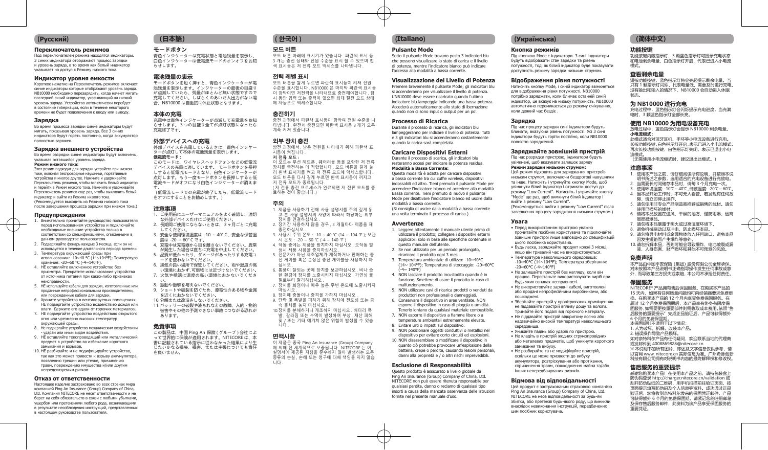# (Русский)

## Переключатель режимов

Под переключателем режима находятся индикаторы. 3 синих индикатора которые отображают процесс зарядки и уровень заряда, в то время как белый индикатор указывает на доступ к Режиму низкого тока.

## Индикатор уровня емкости

Короткое нажатие на Переключатель режимов включает синие индикаторы которые отображают уровень заряда. NB10000 необходимо перезарядить, когда начнет мигать последний синий индикатор, указывающий на низкий уровень заряда. Устройство автоматически перейдет в состояние гибернации, если в течение некоторого времени не будет подключения к вводу или выводу.

## Зарядка

Во время процесса зарядки синие индикаторы будут мигать, показывая уровень заряда. Все 3 синих индикатора будут гореть постоянно, когда аккумулятор полностью заряжен.

## Зарядка внешнего устройства

Во время зарядки синие индикаторы будут включены, указывая оставшийся уровень заряда.

**Режим низкого тока:**

Этот режим подходит для зарядки устройств при низком токе, включая беспроводные наушники, портативные устройства и многое другое. Нажмите и удерживайте Переключатель режимов, чтобы включить белый индикатор и перейти в Режим низкого тока. Нажмите и удерживайте Переключатель режимов еще раз, чтобы выключить белый индикатор и выйти из Режима низкого тока.
(Рекомендуется выходить из Режима низкого тока после завершения процесса зарядки при низком токе.)

## Предупреждения

1. Внимательно прочитайте руководство пользователя перед использованием устройства и подключайте необходимые внешние устройства только в соответствии со спецификациями, описанными в данном руководстве пользователя.
2. Подзаряжайте фонарь каждые 3 месяца, если он не используется в течение длительного периода времени.
3. Температура окружающей среды при использовании: -10~40 °C (14~104°F); Температура хранения: -20~60 °C (-4~140°F).
4. НЕ оставляйте включенное устройство без присмотра. Прекратите использование устройства от источника питания при каких-либо признаках неисправности.
5. НЕ используйте кабели для зарядки, изготовленные или проданные непрофессиональными производителями, или поврежденные кабели для зарядки.
6. Храните устройство в вентилируемых помещениях. НЕ подвергайте устройство воздействию дождя или влаги. Держите его вдали от горючих материалов.
7. НЕ подвергайте устройство воздействию открытого огня или чрезмерно высоких температур окружающей среды.
8. Не подвергайте устройство механическим воздействиям - ударам или иным видам воздействия.
9. НЕ вставляйте токопроводящий или металлический предмет в устройство во избежание короткого замыкания и взрывов.
10. НЕ разбирайте и не модифицируйте устройство, так как это может привести к взрыву аккумулятора, появлению трещин или утечке, причинению травм, повреждению имущества и/или другим непредсказуемым рискам.

## Отказ от ответственности

Настоящее изделие застраховано во всех странах мира компанией Ping An Insurance (Group) Company of China, Ltd. Компания NITECORE не несет ответственности и не берет на себя обязательств в связи с любыми убытками, ущербом или претензиями любого рода, возникающими в результате неисполнения инструкций, представленных в настоящем руководстве пользователя.

# (日本語)

## モードボタン

青色インジケーターは充電状態と電池残量を表示し、白色インジケーターは低電流モードのオンオフをお知らせします。

## 電池残量の表示

モードボタンを短く押すと、青色インジケーターが電池残量を表示します。インジケーターの最後の目盛りが点滅していたら、残量がほとんど無い状態ですので充電してください。しばらくのあいだ入出力がない場合、NB10000 は自動的に休止状態となります。

## 本体の充電

充電中は青色インジケーターが点滅して充電量をお知らせします。3つの目盛り全てが点灯状態になったら充電終了です。

## 外部デバイスへの充電

外部デバイスを充電しているときは、青色インジケーターが点灯して本体の電池残量を表示します。

**低電流モード：**

このモードは、ワイヤレスヘッドフォンなどの低電流デバイスの充電に適しています。モードボタンを長押しすると低電流モードとなり、白色インジケーターが点灯します。もう一度モードボタンを長押しすると低電流モードがオフになり白色インジケーターが消えます。
（低電流モードでの充電が終了したら、低電流モードをオフにすることをお勧めします。）

## 注意事項

1. ご使用前にユーザーマニュアルをよく確認し、適切な外部デバイスだけにご使用ください。
2. 長期間ご使用にならないときは、3ヶ月ごとに充電してください。
3. 安全な使用環境温度は -10 ~ 40°C、安全な保管温度は -20 ~ 60°C です。
4. 充電中は充電器から目を離さないでください。異常が発生した場合は直ちに充電を中止してください。
5. 品質が低かったり、ダメージがあったりする充電コードを使わないでください。
6. 換気の良い場所で保管してください。雨や湿度の高い環境におかず、可燃物には近づけないでください。
7. 火気や極端に温度の高い環境におかないでください。
8. 振動や衝撃を与えないでください。
9. ショートや破裂を防ぐため、導電性のある物や金属を近くにおかないでください。
10. 分解または改造をしないでください。
11. バッテリーの破裂や液もれなどの故障、人的・物的被害やその他の予測できない事故につながる恐れがあります。

## 免責事項

この製品は、中国 Ping An 保険（グループ）会社によって世界的に保険が適用されます。NITECORE は、本書に記載されている指示に従わなかった結果により生じたいかなる損失、損害、または主張についても責任を負いません。

# ( 한국어 )

## 모드 버튼

모드 버튼 아래에 표시기가 있습니다 . 파란색 표시 등 3 개는 충전 상태와 전원 수준을 표시 할 수 있으며 흰색 표시등은 저 전류 모드 액세스를 나타냅니다 .

## 전력 레벨 표시

모드 버튼을 짧게 누르면 파란색 표시등이 켜져 전원 수준을 표시합니다 . NB10000 은 마지막 파란색 표시등이 깜박이면 저전력을 나타내므로 충전해야합니다 . 잠시 동안 입력 또는 출력이 없으면 최대 절전 모드 상태에 자동으로 액세스합니다 .

## 충전하기

충전 과정에서 파란색 표시등이 깜박여 전원 수준을 나타냅니다 . 완전히 충전되면 파란색 표시등 3 개가 모두 계속 켜져 있습니다 .

## 외부 장치 충전

방전 과정에서 , 남은 전원을 나타내기 위해 파란색 표시등이 켜집니다 .

**저 전류 모드 :**

이 모드는 무선 헤드폰 , 웨어러블 등을 포함한 저 전류 장치를 충전하는 데 적합합니다 . 모드 버튼을 길게 눌러 흰색 표시기를 켜고 저 전류 모드에 액세스합니다 . 모드 버튼을 다시 길게 누르면 흰색 표시등이 꺼지고 저 전류 모드가 종료됩니다 .
( 저 전류 충전 프로세스가 완료되면 저 전류 모드를 종료하는 것이 좋습니다 .)

## 주의

1. 제품을 사용하기 전에 사용 설명서를 주의 깊게 읽고 본 사용 설명서의 사양에 따라서 해당하는 외부 장치를 연결하십시오 .
2. 장기간 사용하지 않을 경우 , 3 개월마다 제품을 재충전하십시오 .
3. 사용시 주위 온도 : -10 ~ 40 ℃ (14 ~ 104 ℉ ); 보관시 온도 : -20 ~ 60 ℃ (-4 ~ 140 ℉ )
4. 작동 중에는 제품을 방치하지 마십시오 . 오작동 발생시 제품 사용을 중지하십시오 .
5. 전문가가 아닌 제조업체가 제작하거나 판매하는 충전 케이블 혹은 손상된 충전 케이블을 사용하지 마십시오 .
6. 통풍이 잘되는 곳에 장치를 보관하십시오 . 비나 습한 환경에 장치를 노출시키지 마십시오 . 가연성 물질로부터 멀리하십시오 .
7. 장치를 화염이나 매우 높은 주변 온도에 노출시키지 마십시오 .
8. 장치에 충돌이나 충격을 가하지 마십시오 .
9. 단락 및 폭발을 피하기 위해 장치에 전도성 또는 금속 물체를 놓지 마십시오 .
10. 장치를 분해하거나 개조하지 마십시오 . 배터리 폭발 , 갈라짐 또는 누액이 발생하여 부상 , 재산 피해 및 / 또는 기타 예기치 않은 위험이 발생할 수 있습니다 .

## 면책사항

이 제품은 중국 Ping An Insurance (Group) Company 에 의해 전 세계적으로 보증됩니다 . NITECORE 는 이 설명서에 제공된 지침을 준수하지 않아 발생하는 모든 종류의 손실 , 손해 또는 청구에 대해 책임을 지지 않습니다 .

# (Italiano)

## Pulsante Mode

Sotto il pulsante Mode trovano posto 3 indicatori blu che possono visualizzare lo stato di carica e il livello di potenza, mentre l'indicatore bianco può indicare l'accesso alla modalità a bassa corrente.

## Visualizzazione del Livello di Potenza

Premere brevemente il pulsante Mode; gli indicatori blu si accenderanno per visualizzare il livello di potenza. L'NB10000 deve essere ricaricato quando l'ultimo indicatore blu lampeggia indicando una bassa potenza. Accederà automaticamente allo stato di ibernazione quando non ci sono input o output per un po'.

## Processo di Ricarica

Durante il processo di ricarica, gli indicatori blu lampeggeranno per indicare il livello di potenza. Tutti e 3 gli indicatori blu si accenderanno costantemente quando la carica sarà completata.

## Caricare Dispositivi Esterni

Durante il processo di scarica, gli indicatori blu resteranno accesi per indicare la potenza residua.

**Modalità a Bassa Corrente:**

Questa modalità è adatta per caricare dispositivi a bassa corrente tra cui cuffie wireless, dispositivi indossabili ed altro. Tieni premuto il pulsante Mode per accendere l'indicatore bianco ed accedere alla modalità Bassa corrente. Tieni premuto di nuovo il pulsante Mode per disattivare l'indicatore bianco ed uscire dalla modalità a bassa corrente.
(Si consiglia di uscire dalla modalità a bassa corrente una volta terminato il processo di carica.)

## Avvertenze

1. Leggere attentamente il manuale utente prima di utilizzare il prodotto; collegare i dispositivi esterni applicabili solo in base alle specifiche contenute in questo manuale dell'utente.
2. Se non utilizzato per un periodo prolungato, ricaricare il prodotto ogni 3 mesi.
3. Temperatura ambientale di utilizzo: -10~40°C (14~ 104°F); Temperatura di stoccaggio: -20~60°C (-4~ 140°F)
4. NON lasciare il prodotto incustodito quando è in funzione. Smettere di usare il prodotto in caso di malfunzionamento.
5. NON utilizzare cavi di ricarica prodotti o venduti da produttori non professionali o danneggiati.
6. Conservare il dispositivo in aree ventilate. NON esporre il dispositivo in caso di pioggia o umidità. Tenerlo lontano da qualsiasi materiale combustibile.
7. NON esporre il dispositivo a fiamme libere o a temperature ambientali estremamente elevate.
8. Evitare urti o impatti sul dispositivo.
9. NON posizionare oggetti conduttivi o metallici nel dispositivo per evitare corto circuiti ed esplosioni.
10. NON disassemblare o modificare il dispositivo in quanto ciò potrebbe provocare un'esplosione della batteria, crepe o perdite, causando lesioni personali, danni alla proprietà e / o altri rischi imprevedibili.

## Esclusione di Responsabilità

Questo prodotto è assicurato a livello globale da Ping An Insurance (Group) Company of China, Ltd. NITECORE non può essere ritenuta responsabile per qualsiasi perdita, danno o reclamo di qualsiasi tipo insorti a causa della mancata osservanza delle istruzioni fornite nel presente manuale d'uso.

# (Українська)

## Кнопка режимів

Під кнопкою Mode є індикатори. 3 сині індикатори будуть відображати стан зарядки та рівень потужності, тоді як білий індикатор буде показувати доступність режиму зарядки низьким струмом.

## Відображення рівня потужності

Натисніть кнопку Mode, і синій індикатор ввімкнеться для відображення рівня потужності. NB10000 потрібно заряджати, коли блимає останній синій індикатор, це вказує на низьку потужність. NB10000 автоматично перемикається до режиму очікування, коли деякий час бездіє .

## Зарядка

Під час процесу зарядки сині індикатори будуть блимати, вказуючи рівень потужності. Усі 3 сині індикатори будуть горіти постійно, коли NB10000 повністю заряджений.

## Заряджайте зовнішній пристрій

Під час розрядки пристрою, індикатори будуть увімкнені, щоб вказувати залишок заряду

**Режим зарядки низьким струмом:**

Цей режим підходить для заряджання пристроїв низьким струмом, включаючи бездротові навушники та інше. Натисніть і утримуйте кнопку Mode, щоб увімкнути білий індикатор і отримати доступ до режиму "Low Current". Натисніть і утримуйте кнопку "Mode" ще раз, щоб вимкнути білий індикатор і вийти з режиму "Low Current".
(Рекомендується вийти з режиму "Low Current" після завершення процесу заряджання низьким струмом.)

## Увага

- Перед використанням пристрою уважно прочитайте посібник користувача та підключайте зовнішні пристрої лише відповідно до специфікацій цього посібника користувача.
- Будь ласка, заряджайте продукт кожні 3 місяці, якщо він тривалий час не використовується.
- Температура навколишнього середовища: -10~40°C (14~104°F); Температура зберігання: -20~60°C (-4~140°F)
- Не залишайте пристрій без нагляду, коли він працює. Перестаньте використовувати виріб при будь-яких ознаках несправності.
- Не використовуйте зарядні кабелі, виготовлені або продані непрофесійними виробниками, або пошкоджені.
- Зберігайте пристрій у провітрюваних приміщеннях. Не піддавайте пристрій впливу дощу та вологи. Тримайте його подалі від горючого матеріалу.
- Не піддавайте пристрій відкритому вогню або надзвичайно високій температурі навколишнього середовища.
- Уникайте падінь або ударів по пристрою.
- Не кладіть в пристрій жодних струмопровідних або металевих предметів, щоб уникнути короткого замикання та вибуху.
- Не розбирайте та не модифікуйте пристрій, оскільки це може призвести до вибуху акумулятора, розтріскування або протікання, спричинення травм, пошкодження майна та/або інших непередбачуваних ризиків.

## Відмова від відповідальності

Цей продукт є застрахованим страховою компанією Ping An Insurance (Group) Company of China, Ltd. NITECORE не несе відповідальності за будь-які збитки, або претензії будь-якого роду, що виникли внаслідок невиконання інструкцій, передбачених цим посібник користувача.

# (简体中文)

## 功能按键

功能按键内嵌指示灯，3 颗蓝色指示灯可提示充电状态和电池剩余电量，白色指示灯开启，代表已进入小电流模式。

## 查看剩余电量

短按功能按键，蓝色指示灯将会亮起提示剩余电量。当只有 1 颗指示灯闪烁，代表电量低，需要及时进行充电。没有输出和输入的情况下，NB10000 会自动进入休眠状态。

## 为 NB10000 进行充电

充电过程中，蓝色指示灯会闪烁提示充电进度，当充满电时，3 颗蓝色指示灯全部长亮。

## 使用 NB10000 为用电设备充电

放电过程中，蓝色指示灯会提示 NB10000 剩余电量。

**小电流模式：**

此模式适合对蓝牙耳机、手环等小电流设备进行充电。长按功能按键，白色指示灯开启，表示已进入小电流模式，再次长按功能按键，白色指示灯关闭，表示已退出小电流模式。
（无需使用小电流模式时，建议退出此模式。）

## 注意事项

1. 使用本产品之前，请仔细阅读所有说明，并按照本说明书所述之参数，选用适合的充电设备进行充放电。
2. 当需要长时间储存本品时，请每 3 个月充电一次。
3. 使用环境温度 -10°C ~ 40°C，储藏温度 -20°C ~ 60°C。
4. 当本品在充电工作时，不可无人看管。若发现有任何故障，请立即停止操作。
5. 请勿使用非专业产品制造商推荐或销售的线材，请勿使用已损坏的线材。
6. 请将本品放置在通风、干燥的地方，谨防雨淋，远离易燃易爆品。
7. 请勿将本品暴露于明火或过高温度环境下。
8. 避免机械振动以及冲击，防止损坏本品。
9. 请勿将导电材料或金属物体放入任何端口，避免本品因发生短路而产生爆炸等意外。
10. 请勿拆解本品，否则可能会导致爆炸、电池破裂或漏液，人身伤害、财产损坏和其他不可预期的风险。

## 免责声明

本产品由中国平安保险（集团）股份有限公司全球承保。对未按照本产品说明书正确指导操作发生任何事故或意外，而导致第三方损失或索赔，本公司不承担任何责任。

## 保固服务

NITECORE® 产品拥有售后保固服务。在购买本产品的 15 天内，如果有任何质量问题均可向经销商要求免费更换。在购买本产品的 12 个月内享受免费保固服务。在超过 12 个月免费保固期后，本产品享有终身有限度保固服务，如需要更换重要部件则需收取成本费用。依照"售后服务的重要提示"完成正品验证后，产品可获得额外 6 个月的免费保固期。

本保固规则不适用于以下情况：

1. 人为破坏、拆解、改装本产品。
2. 错误操作导致产品损坏。

如对本特料尔产品有任何疑问，欢迎联系当地的代理商或发邮件到 4008869828@nitecore.cn

※ 本说明书的所有图片、陈述及文字信息仅供参考，请以官网 www. nitecore.cn 实际信息为准。广州希脉创新科技有限公司拥有对说明书内容的最终解释权和修改权。

## 售后服务的重要提示

感谢您购买本产品！在使用本产品之前，请将包装盒上防伪码登录 http://charger.nitecore.cn/validation 或扫开防伪贴纸的二维码，用手机扫描前往验证页面，按页面提示填写防伪码及个人信息等资料。成功通过正品验证后，您将收到原特料尔发来的保固凭证邮件，产品可获得额外 6 个月的免费保固期。请紧记您的注册邮箱及保存售后服务邮件，此资料为该产品享受保固服务的重要凭证。